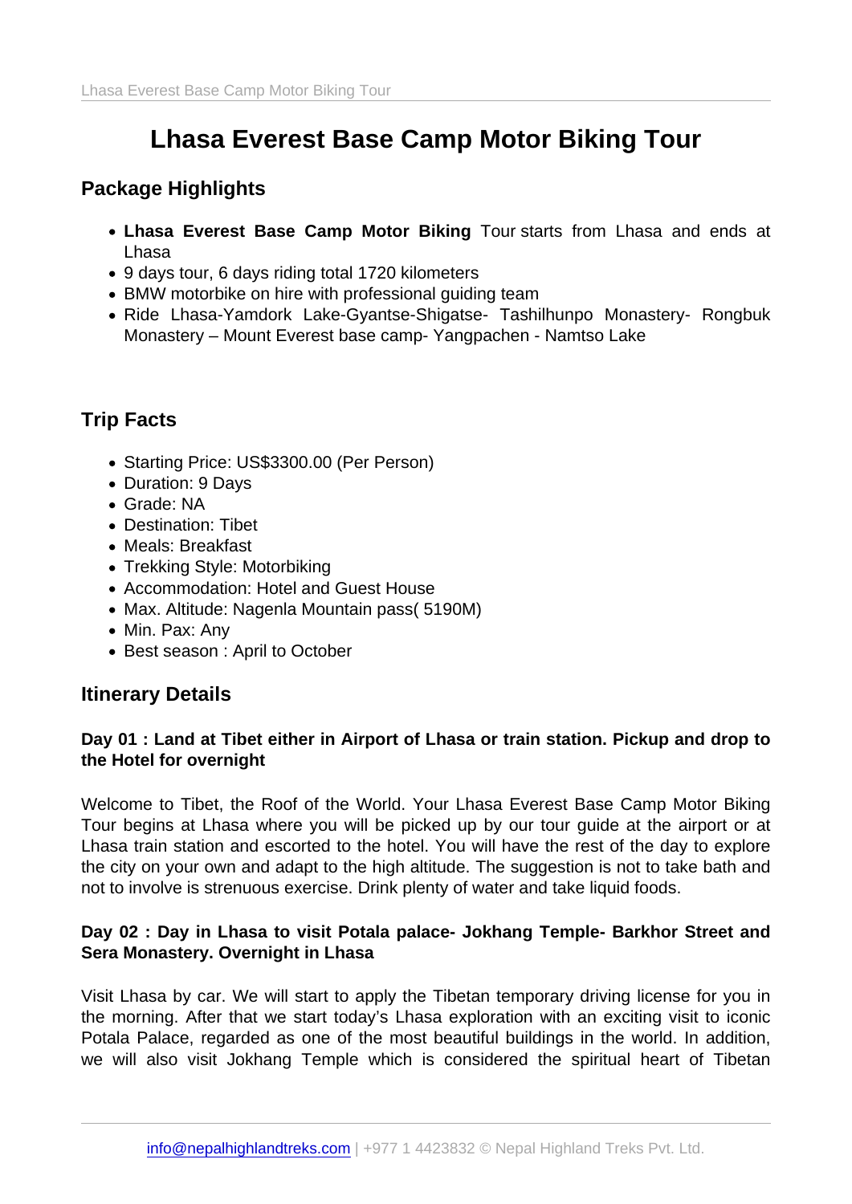# Lhasa Everest Base Camp Motor Biking Tour

## Package Highlights

- **Lhasa Everest Base Camp Motor Biking** Tour starts from Lhasa and ends at Lhasa
- 9 days tour, 6 days riding total 1720 kilometers
- BMW motorbike on hire with professional guiding team
- Ride Lhasa-Yamdork Lake-Gyantse-Shigatse- Tashilhunpo Monastery- Rongbuk Monastery – Mount Everest base camp- Yangpachen - Namtso Lake

## Trip Facts

- Starting Price: US$3300.00 (Per Person)
- Duration: 9 Days
- Grade: NA
- Destination: Tibet
- Meals: Breakfast
- Trekking Style: Motorbiking
- Accommodation: Hotel and Guest House
- Max. Altitude: Nagenla Mountain pass( 5190M)
- Min. Pax: Any
- Best season : April to October

## Itinerary Details

### Day 01 : Land at Tibet either in Airport of Lhasa or train station. Pickup and drop to the Hotel for overnight

Welcome to Tibet, the Roof of the World. Your Lhasa Everest Base Camp Motor Biking Tour begins at Lhasa where you will be picked up by our tour guide at the airport or at Lhasa train station and escorted to the hotel. You will have the rest of the day to explore the city on your own and adapt to the high altitude. The suggestion is not to take bath and not to involve is strenuous exercise. Drink plenty of water and take liquid foods.

### Day 02 : Day in Lhasa to visit Potala palace- Jokhang Temple- Barkhor Street and Sera Monastery. Overnight in Lhasa

Visit Lhasa by car. We will start to apply the Tibetan temporary driving license for you in the morning. After that we start today's Lhasa exploration with an exciting visit to iconic Potala Palace, regarded as one of the most beautiful buildings in the world. In addition, we will also visit Jokhang Temple which is considered the spiritual heart of Tibetan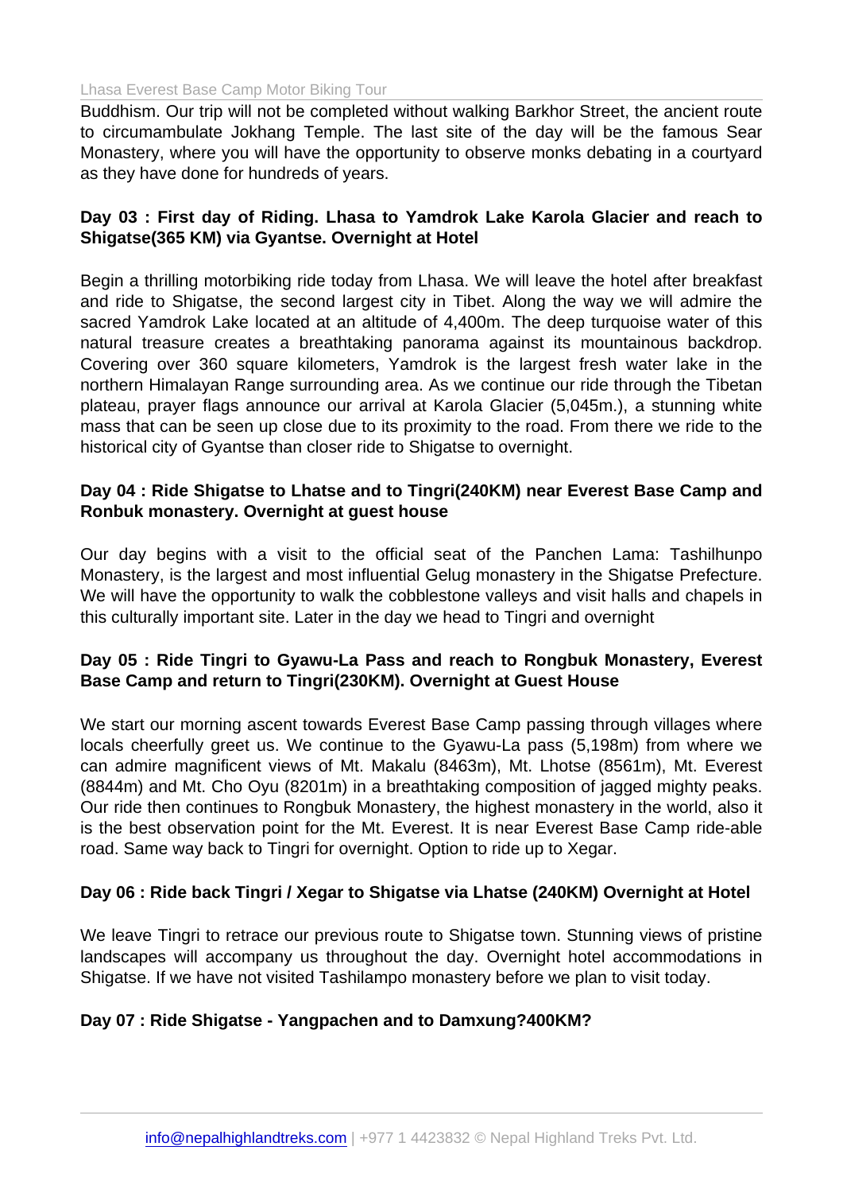Buddhism. Our trip will not be completed without walking Barkhor Street, the ancient route to circumambulate Jokhang Temple. The last site of the day will be the famous Sear Monastery, where you will have the opportunity to observe monks debating in a courtyard as they have done for hundreds of years.

**Day 03 : First day of Riding. Lhasa to Yamdrok Lake Karola Glacier and reach to Shigatse(365 KM) via Gyantse. Overnight at Hotel**

Begin a thrilling motorbiking ride today from Lhasa. We will leave the hotel after breakfast and ride to Shigatse, the second largest city in Tibet. Along the way we will admire the sacred Yamdrok Lake located at an altitude of 4,400m. The deep turquoise water of this natural treasure creates a breathtaking panorama against its mountainous backdrop. Covering over 360 square kilometers, Yamdrok is the largest fresh water lake in the northern Himalayan Range surrounding area. As we continue our ride through the Tibetan plateau, prayer flags announce our arrival at Karola Glacier (5,045m.), a stunning white mass that can be seen up close due to its proximity to the road. From there we ride to the historical city of Gyantse than closer ride to Shigatse to overnight.

**Day 04 : Ride Shigatse to Lhatse and to Tingri(240KM) near Everest Base Camp and Ronbuk monastery. Overnight at guest house**

Our day begins with a visit to the official seat of the Panchen Lama: Tashilhunpo Monastery, is the largest and most influential Gelug monastery in the Shigatse Prefecture. We will have the opportunity to walk the cobblestone valleys and visit halls and chapels in this culturally important site. Later in the day we head to Tingri and overnight

**Day 05 : Ride Tingri to Gyawu-La Pass and reach to Rongbuk Monastery, Everest Base Camp and return to Tingri(230KM). Overnight at Guest House**

We start our morning ascent towards Everest Base Camp passing through villages where locals cheerfully greet us. We continue to the Gyawu-La pass (5,198m) from where we can admire magnificent views of Mt. Makalu (8463m), Mt. Lhotse (8561m), Mt. Everest (8844m) and Mt. Cho Oyu (8201m) in a breathtaking composition of jagged mighty peaks. Our ride then continues to Rongbuk Monastery, the highest monastery in the world, also it is the best observation point for the Mt. Everest. It is near Everest Base Camp ride-able road. Same way back to Tingri for overnight. Option to ride up to Xegar.

**Day 06 : Ride back Tingri / Xegar to Shigatse via Lhatse (240KM) Overnight at Hotel**

We leave Tingri to retrace our previous route to Shigatse town. Stunning views of pristine landscapes will accompany us throughout the day. Overnight hotel accommodations in Shigatse. If we have not visited Tashilampo monastery before we plan to visit today.

**Day 07 : Ride Shigatse - Yangpachen and to Damxung?400KM?**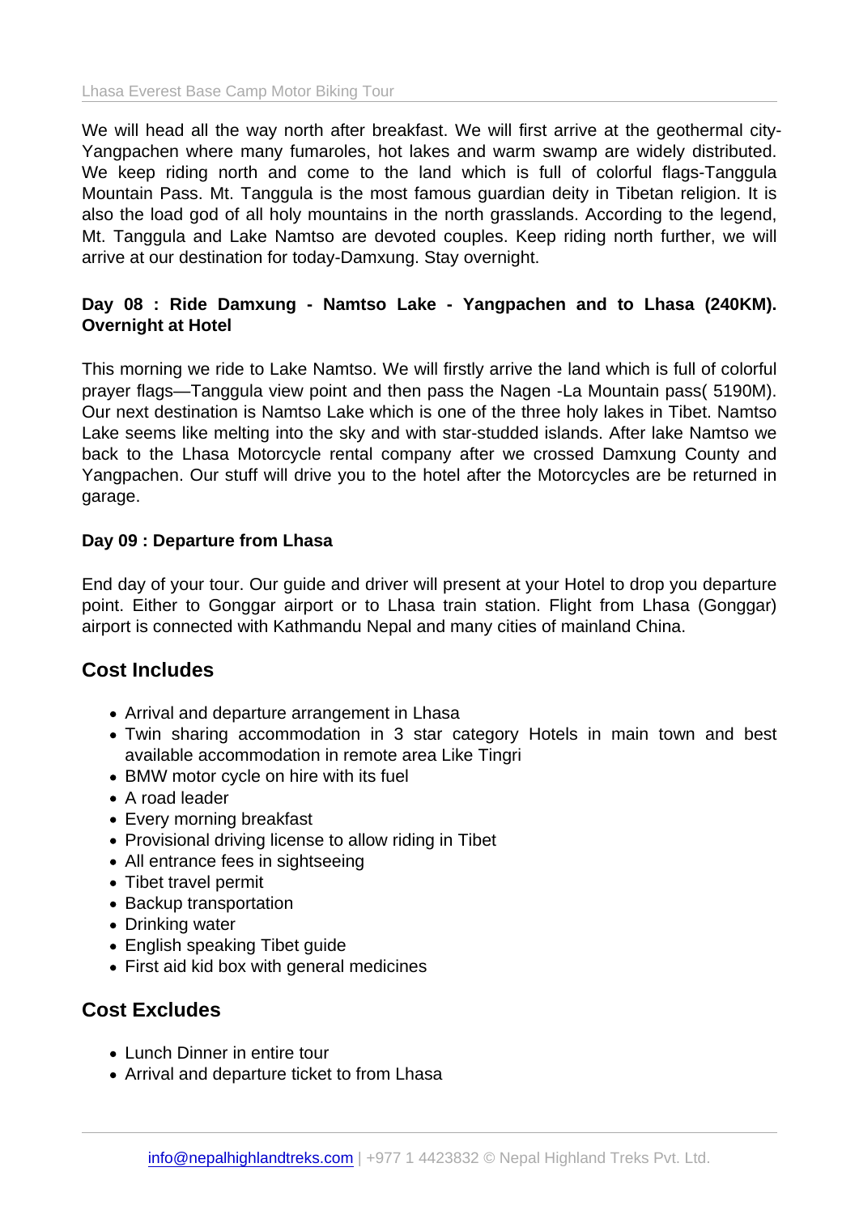We will head all the way north after breakfast. We will first arrive at the geothermal city-Yangpachen where many fumaroles, hot lakes and warm swamp are widely distributed. We keep riding north and come to the land which is full of colorful flags-Tanggula Mountain Pass. Mt. Tanggula is the most famous guardian deity in Tibetan religion. It is also the load god of all holy mountains in the north grasslands. According to the legend, Mt. Tanggula and Lake Namtso are devoted couples. Keep riding north further, we will arrive at our destination for today-Damxung. Stay overnight.

**Day 08 : Ride Damxung - Namtso Lake - Yangpachen and to Lhasa (240KM). Overnight at Hotel**

This morning we ride to Lake Namtso. We will firstly arrive the land which is full of colorful prayer flags—Tanggula view point and then pass the Nagen -La Mountain pass( 5190M). Our next destination is Namtso Lake which is one of the three holy lakes in Tibet. Namtso Lake seems like melting into the sky and with star-studded islands. After lake Namtso we back to the Lhasa Motorcycle rental company after we crossed Damxung County and Yangpachen. Our stuff will drive you to the hotel after the Motorcycles are be returned in garage.

**Day 09 : Departure from Lhasa**

End day of your tour. Our guide and driver will present at your Hotel to drop you departure point. Either to Gonggar airport or to Lhasa train station. Flight from Lhasa (Gonggar) airport is connected with Kathmandu Nepal and many cities of mainland China.

## Cost Includes

- Arrival and departure arrangement in Lhasa
- Twin sharing accommodation in 3 star category Hotels in main town and best available accommodation in remote area Like Tingri
- BMW motor cycle on hire with its fuel
- A road leader
- Every morning breakfast
- Provisional driving license to allow riding in Tibet
- All entrance fees in sightseeing
- Tibet travel permit
- Backup transportation
- Drinking water
- English speaking Tibet guide
- First aid kid box with general medicines

## Cost Excludes

- Lunch Dinner in entire tour
- Arrival and departure ticket to from Lhasa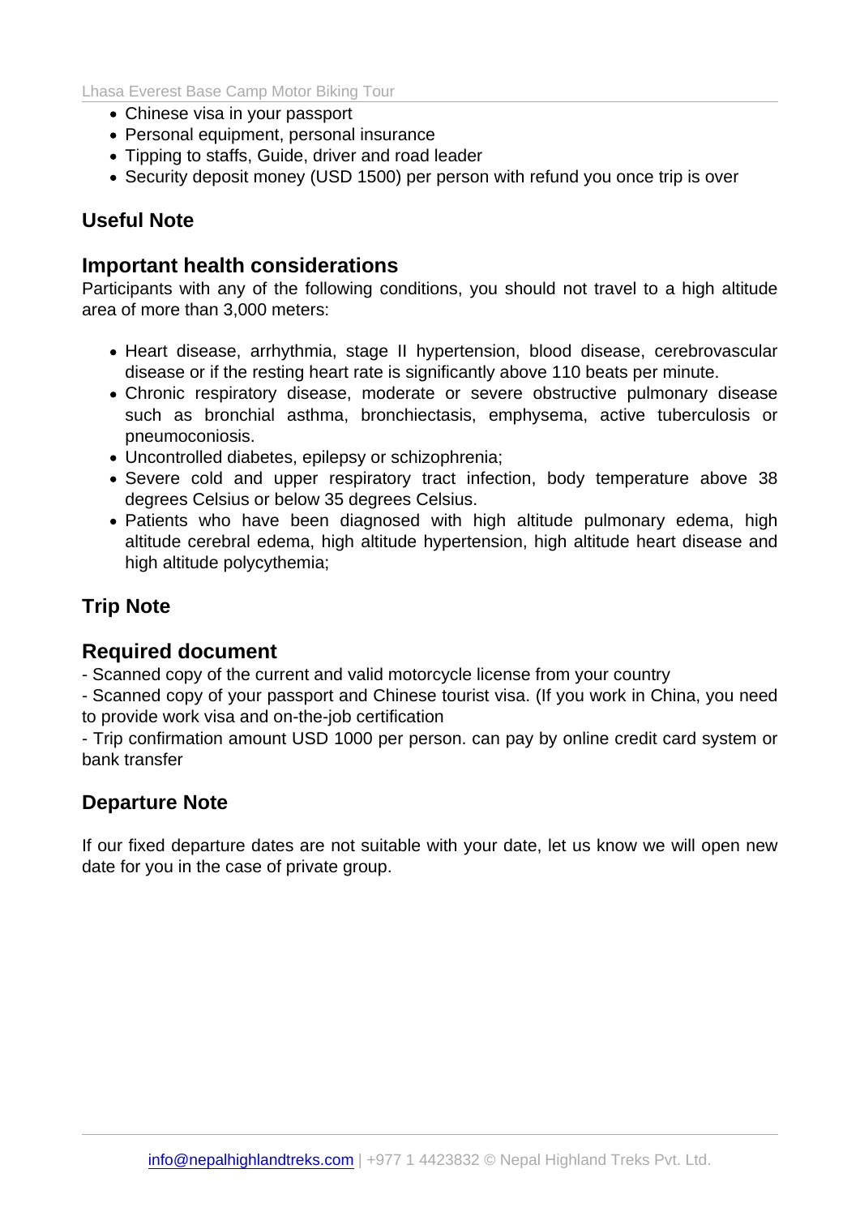- Chinese visa in your passport
- Personal equipment, personal insurance
- Tipping to staffs, Guide, driver and road leader
- Security deposit money (USD 1500) per person with refund you once trip is over

## Useful Note

## Important health considerations

Participants with any of the following conditions, you should not travel to a high altitude area of more than 3,000 meters:

- Heart disease, arrhythmia, stage II hypertension, blood disease, cerebrovascular disease or if the resting heart rate is significantly above 110 beats per minute.
- Chronic respiratory disease, moderate or severe obstructive pulmonary disease such as bronchial asthma, bronchiectasis, emphysema, active tuberculosis or pneumoconiosis.
- Uncontrolled diabetes, epilepsy or schizophrenia;
- Severe cold and upper respiratory tract infection, body temperature above 38 degrees Celsius or below 35 degrees Celsius.
- Patients who have been diagnosed with high altitude pulmonary edema, high altitude cerebral edema, high altitude hypertension, high altitude heart disease and high altitude polycythemia;

## Trip Note

## Required document

- Scanned copy of the current and valid motorcycle license from your country
- Scanned copy of your passport and Chinese tourist visa. (If you work in China, you need to provide work visa and on-the-job certification
- Trip confirmation amount USD 1000 per person. can pay by online credit card system or bank transfer

## Departure Note

If our fixed departure dates are not suitable with your date, let us know we will open new date for you in the case of private group.